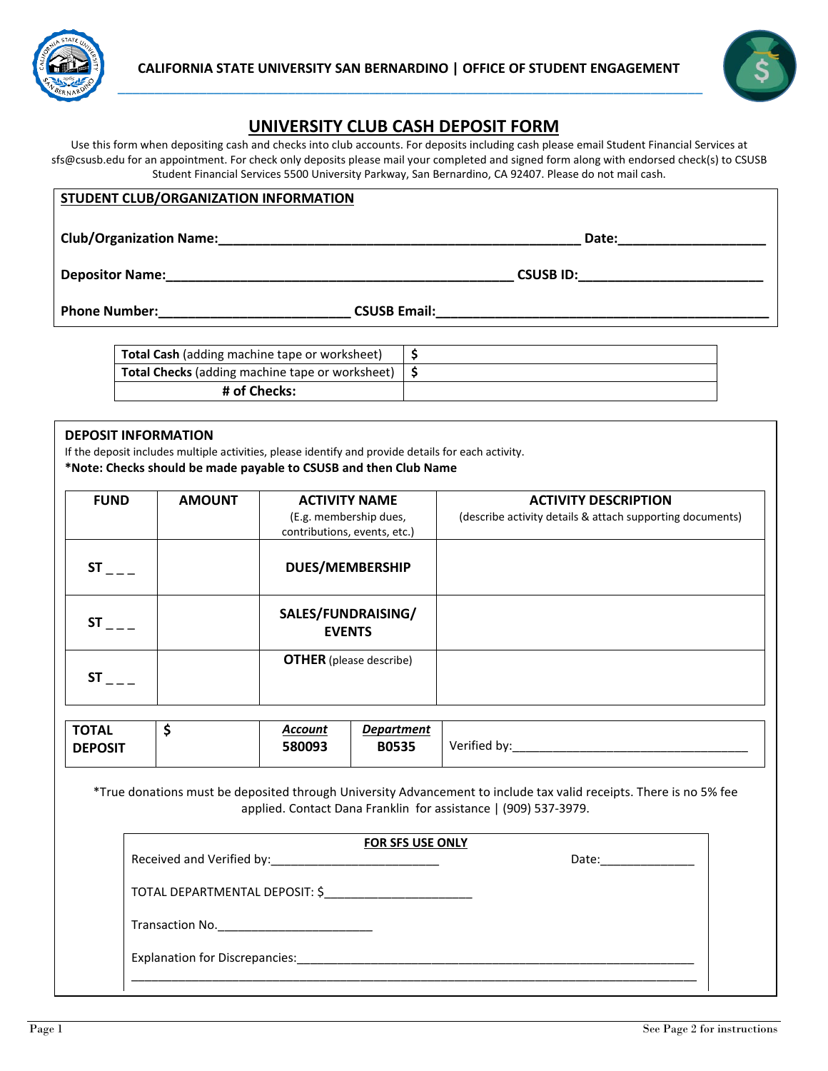CALIFORNIA STATE UNIVERSITY SAN BERNARDINO | OFFICE OF STUDENT ENGAGEMENT

# UNIVERSITY CLUB CASH DEPOSIT FORM

Use this form when depositing cash and checks into club accounts. For deposits including cash please email Student Financial Services at sfs@csusb.edu for an appointment. For check only deposits please mail your completed and signed form along with endorsed check(s) to CSUSB Student Financial Services 5500 University Parkway, San Bernardino, CA 92407. Please do not mail cash.

## STUDENT CLUB/ORGANIZATION INFORMATION

**Club/Organization Name:**_________________________________________________ **Date:**___________________

**Depositor Name:**_______________________________________________ **CSUSB ID:**________________________

**Phone Number:**________________________ **CSUSB Email:**____________________________________________

| | |
|---|---|
| **Total Cash** (adding machine tape or worksheet) | $ |
| **Total Checks** (adding machine tape or worksheet) | $ |
| **# of Checks:** | |

## DEPOSIT INFORMATION

If the deposit includes multiple activities, please identify and provide details for each activity.
**\*Note: Checks should be made payable to CSUSB and then Club Name**

| FUND | AMOUNT | ACTIVITY NAME (E.g. membership dues, contributions, events, etc.) | ACTIVITY DESCRIPTION (describe activity details & attach supporting documents) |
|---|---|---|---|
| ST _ _ _ | | DUES/MEMBERSHIP | |
| ST _ _ _ | | SALES/FUNDRAISING/ EVENTS | |
| ST _ _ _ | | **OTHER** (please describe) | |

| | | | | |
|---|---|---|---|---|
| **TOTAL DEPOSIT** | $ | ***Account*** **580093** | ***Department*** **B0535** | Verified by:__________________________________ |

\*True donations must be deposited through University Advancement to include tax valid receipts. There is no 5% fee applied. Contact Dana Franklin for assistance | (909) 537-3979.

**FOR SFS USE ONLY**

Received and Verified by:________________________ Date:_____________

TOTAL DEPARTMENTAL DEPOSIT: $_____________________

Transaction No.______________________

Explanation for Discrepancies:______________________________________________________________

_________________________________________________________________________________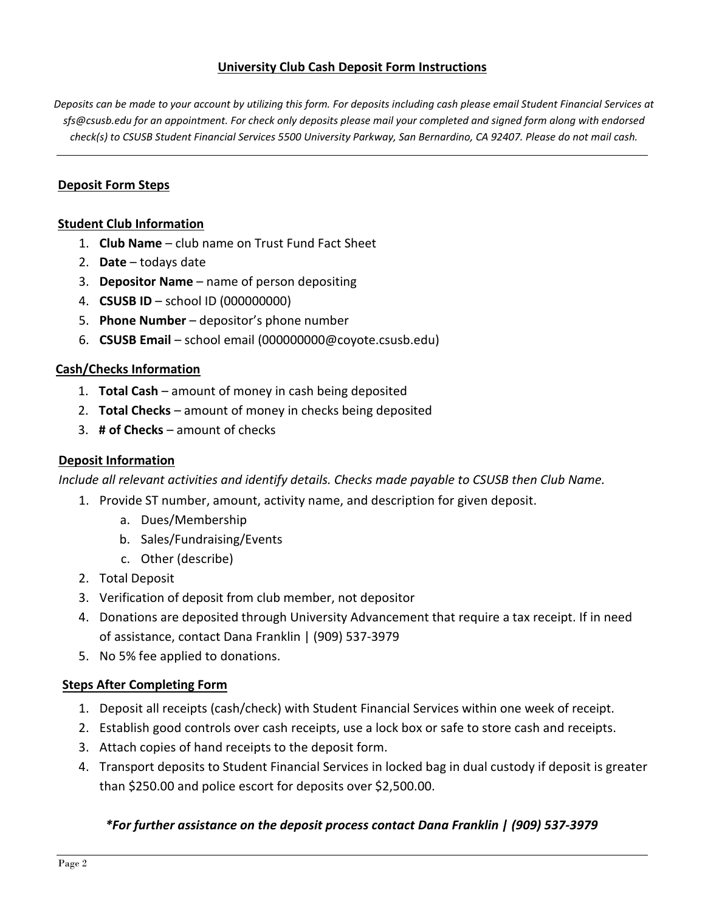## University Club Cash Deposit Form Instructions

*Deposits can be made to your account by utilizing this form. For deposits including cash please email Student Financial Services at sfs@csusb.edu for an appointment. For check only deposits please mail your completed and signed form along with endorsed check(s) to CSUSB Student Financial Services 5500 University Parkway, San Bernardino, CA 92407. Please do not mail cash.*

---

### Deposit Form Steps

#### Student Club Information

1. **Club Name** – club name on Trust Fund Fact Sheet
2. **Date** – todays date
3. **Depositor Name** – name of person depositing
4. **CSUSB ID** – school ID (000000000)
5. **Phone Number** – depositor's phone number
6. **CSUSB Email** – school email (000000000@coyote.csusb.edu)

#### Cash/Checks Information

1. **Total Cash** – amount of money in cash being deposited
2. **Total Checks** – amount of money in checks being deposited
3. **# of Checks** – amount of checks

#### Deposit Information

*Include all relevant activities and identify details. Checks made payable to CSUSB then Club Name.*

1. Provide ST number, amount, activity name, and description for given deposit.
   a. Dues/Membership
   b. Sales/Fundraising/Events
   c. Other (describe)
2. Total Deposit
3. Verification of deposit from club member, not depositor
4. Donations are deposited through University Advancement that require a tax receipt. If in need of assistance, contact Dana Franklin | (909) 537-3979
5. No 5% fee applied to donations.

#### Steps After Completing Form

1. Deposit all receipts (cash/check) with Student Financial Services within one week of receipt.
2. Establish good controls over cash receipts, use a lock box or safe to store cash and receipts.
3. Attach copies of hand receipts to the deposit form.
4. Transport deposits to Student Financial Services in locked bag in dual custody if deposit is greater than $250.00 and police escort for deposits over $2,500.00.

***For further assistance on the deposit process contact Dana Franklin | (909) 537-3979**